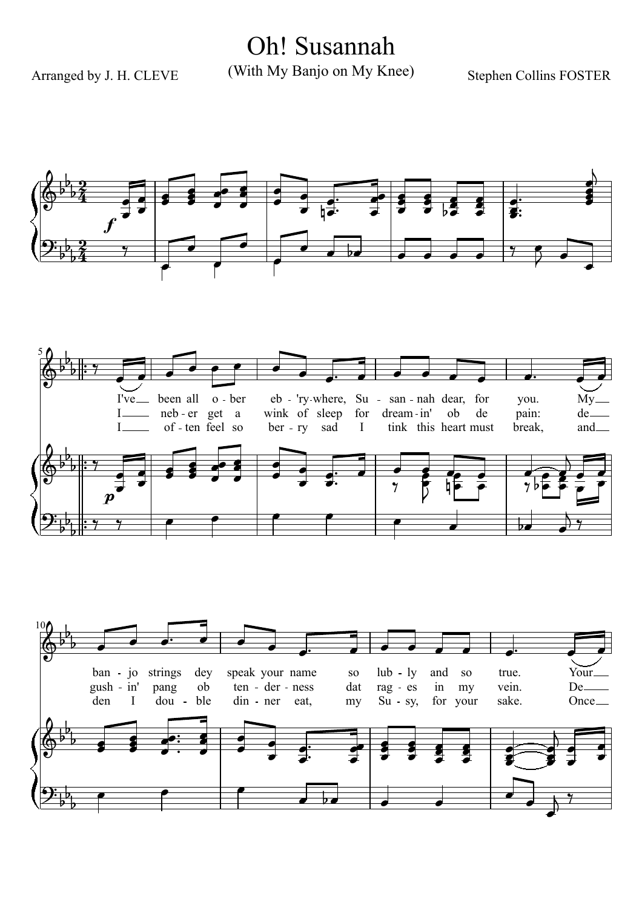# Oh! Susannah

(With My Banjo on My Knee)

Arranged by J. H. CLEVE

Stephen Collins FOSTER

I've been all o-ber eb-'ry-where, Su-san-nah dear, for you. My ban-jo strings dey speak your name so lub-ly and so true. Your

I neb-er get a wink of sleep for dream-in' ob de pain: de gush-in' pang ob ten-der-ness dat rag-es in my vein. De

I of-ten feel so ber-ry sad I tink this heart must break, and den I dou-ble din-ner eat, my Su-sy, for your sake. Once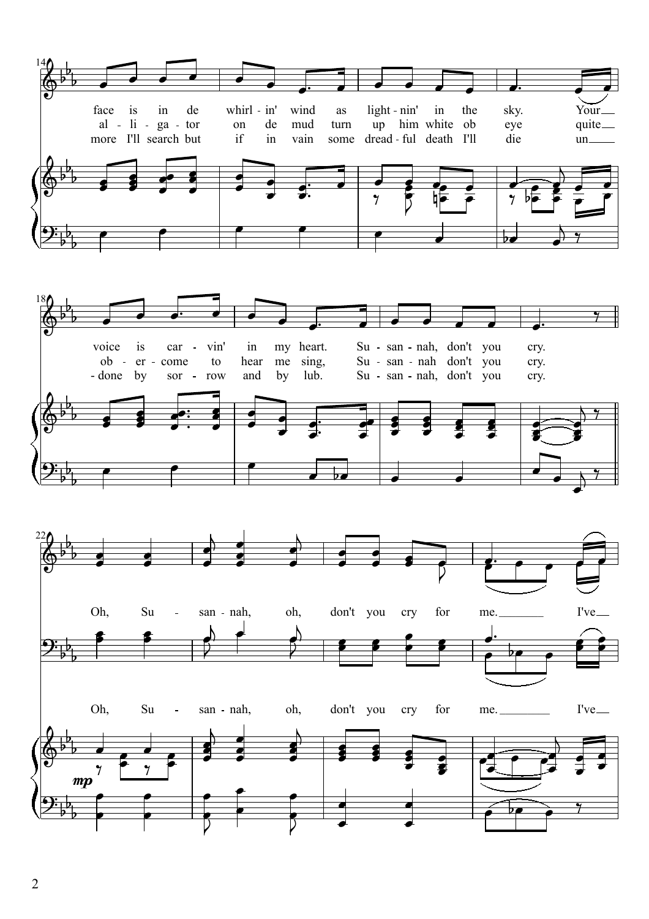face is in de whirl - in' wind as light - nin' in the sky. Your
al - li - ga - tor on de mud turn up him white ob eye quite
more I'll search but if in vain some dread - ful death I'll die un

voice is car - vin' in my heart. Su - san - nah, don't you cry.
ob - er - come to hear me sing, Su - san - nah don't you cry.
- done by sor - row and by lub. Su - san - nah, don't you cry.

Oh, Su - san - nah, oh, don't you cry for me. I've

Oh, Su - san - nah, oh, don't you cry for me. I've

*mp*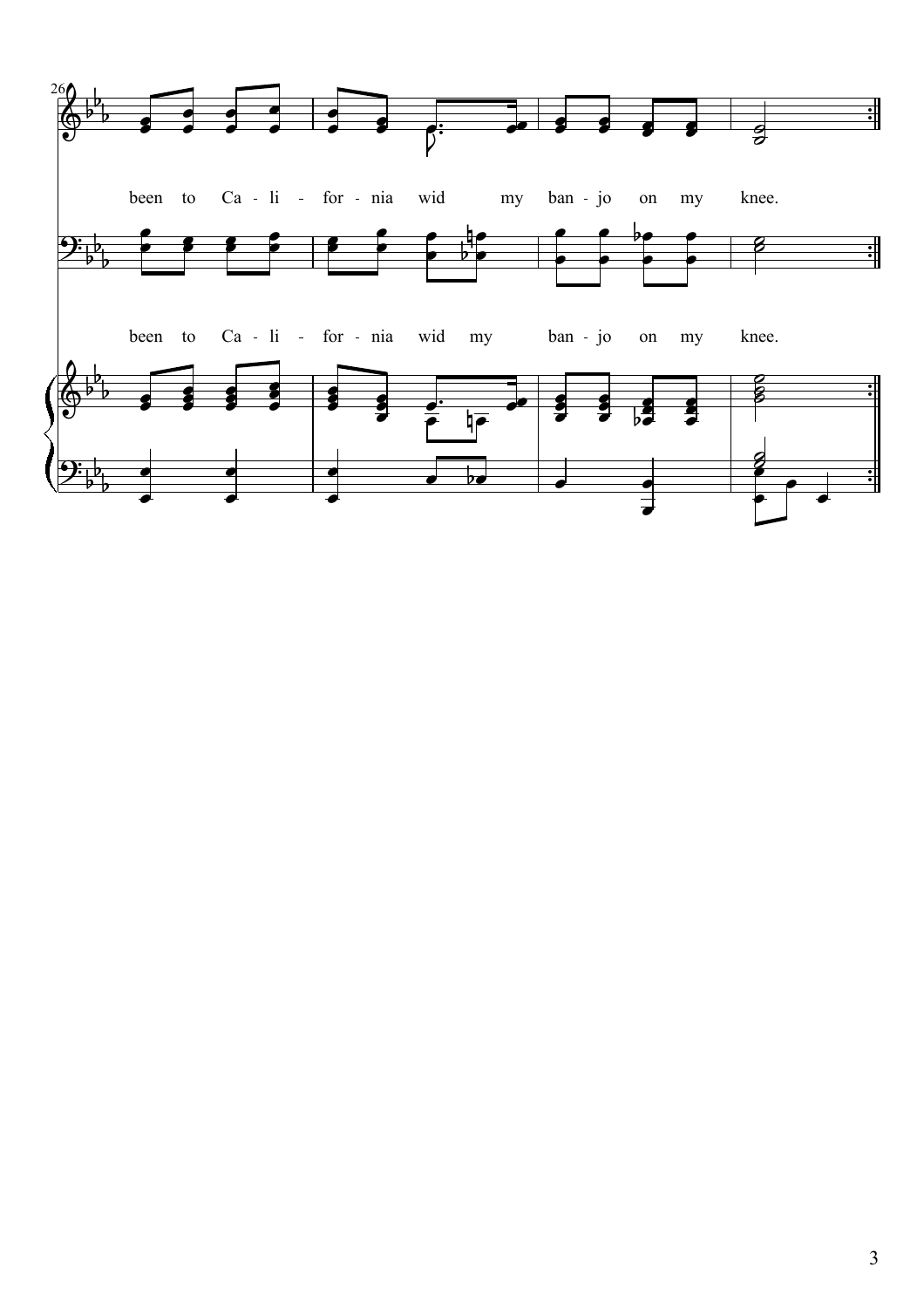been to Ca - li - for - nia wid my ban - jo on my knee.

been to Ca - li - for - nia wid my ban - jo on my knee.